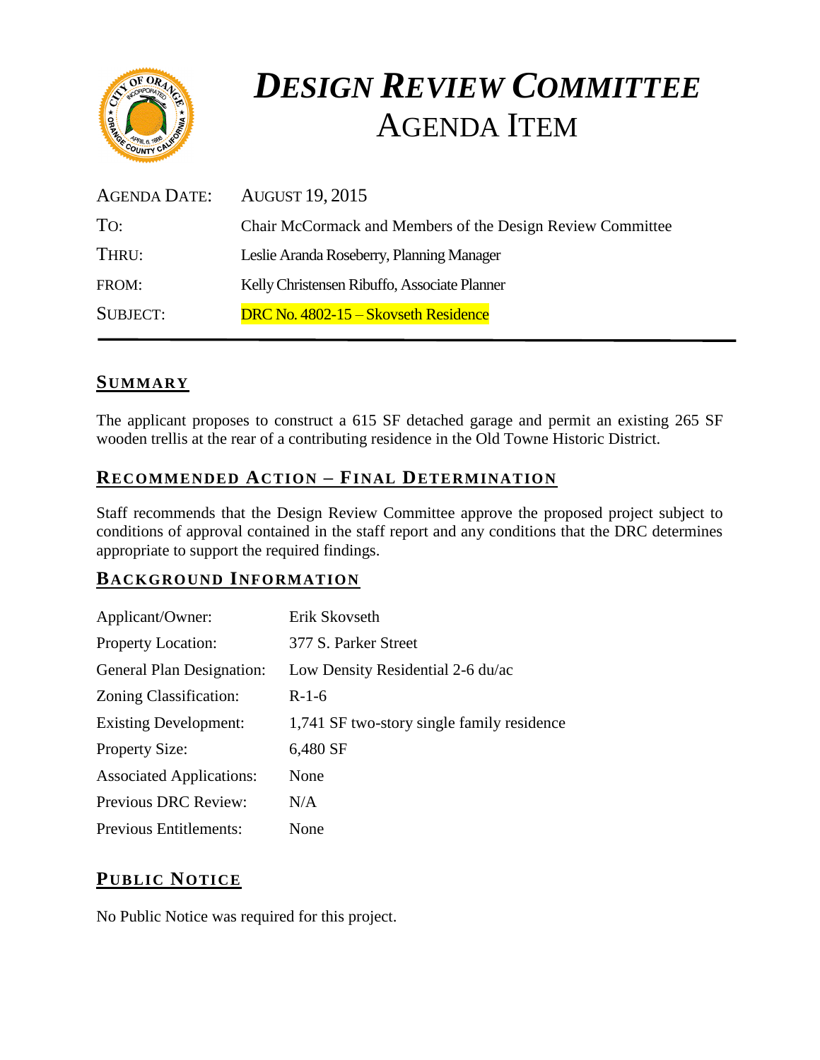# *DESIGN REVIEW COMMITTEE*
# AGENDA ITEM

| | |
|---|---|
| AGENDA DATE: | AUGUST 19, 2015 |
| TO: | Chair McCormack and Members of the Design Review Committee |
| THRU: | Leslie Aranda Roseberry, Planning Manager |
| FROM: | Kelly Christensen Ribuffo, Associate Planner |
| SUBJECT: | DRC No. 4802-15 – Skovseth Residence |

## SUMMARY

The applicant proposes to construct a 615 SF detached garage and permit an existing 265 SF wooden trellis at the rear of a contributing residence in the Old Towne Historic District.

## RECOMMENDED ACTION – FINAL DETERMINATION

Staff recommends that the Design Review Committee approve the proposed project subject to conditions of approval contained in the staff report and any conditions that the DRC determines appropriate to support the required findings.

## BACKGROUND INFORMATION

| | |
|---|---|
| Applicant/Owner: | Erik Skovseth |
| Property Location: | 377 S. Parker Street |
| General Plan Designation: | Low Density Residential 2-6 du/ac |
| Zoning Classification: | R-1-6 |
| Existing Development: | 1,741 SF two-story single family residence |
| Property Size: | 6,480 SF |
| Associated Applications: | None |
| Previous DRC Review: | N/A |
| Previous Entitlements: | None |

## PUBLIC NOTICE

No Public Notice was required for this project.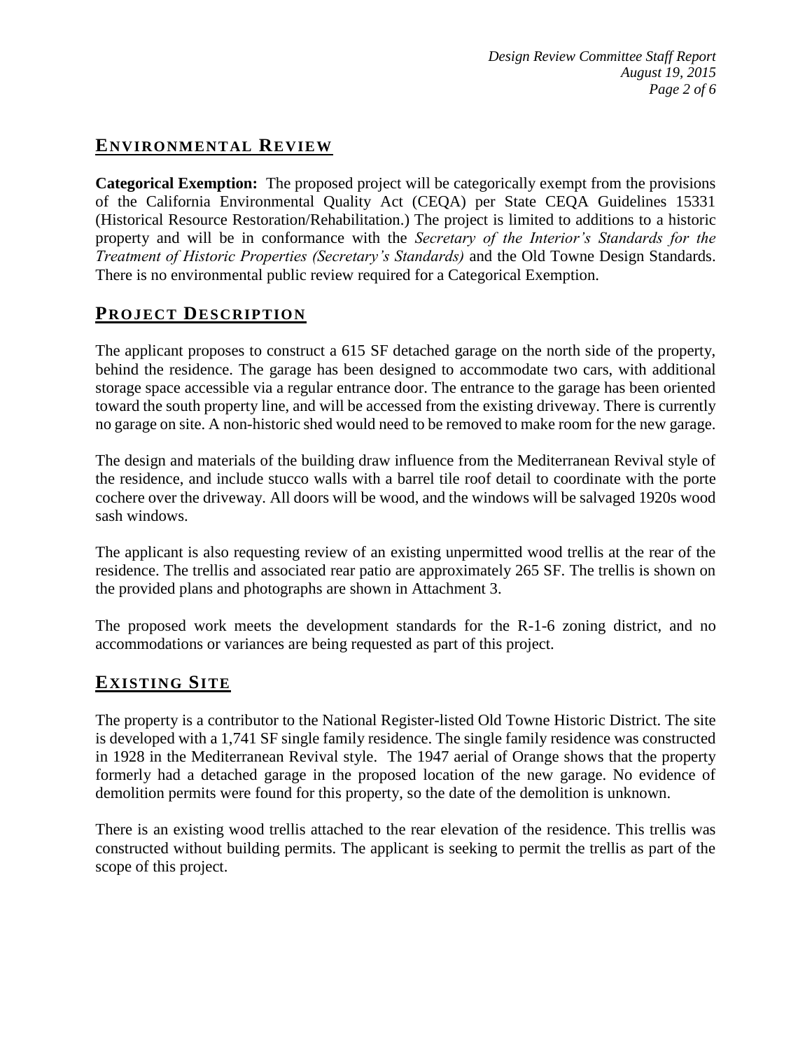## ENVIRONMENTAL REVIEW

**Categorical Exemption:** The proposed project will be categorically exempt from the provisions of the California Environmental Quality Act (CEQA) per State CEQA Guidelines 15331 (Historical Resource Restoration/Rehabilitation.) The project is limited to additions to a historic property and will be in conformance with the *Secretary of the Interior's Standards for the Treatment of Historic Properties (Secretary's Standards)* and the Old Towne Design Standards. There is no environmental public review required for a Categorical Exemption.

## PROJECT DESCRIPTION

The applicant proposes to construct a 615 SF detached garage on the north side of the property, behind the residence. The garage has been designed to accommodate two cars, with additional storage space accessible via a regular entrance door. The entrance to the garage has been oriented toward the south property line, and will be accessed from the existing driveway. There is currently no garage on site. A non-historic shed would need to be removed to make room for the new garage.

The design and materials of the building draw influence from the Mediterranean Revival style of the residence, and include stucco walls with a barrel tile roof detail to coordinate with the porte cochere over the driveway. All doors will be wood, and the windows will be salvaged 1920s wood sash windows.

The applicant is also requesting review of an existing unpermitted wood trellis at the rear of the residence. The trellis and associated rear patio are approximately 265 SF. The trellis is shown on the provided plans and photographs are shown in Attachment 3.

The proposed work meets the development standards for the R-1-6 zoning district, and no accommodations or variances are being requested as part of this project.

## EXISTING SITE

The property is a contributor to the National Register-listed Old Towne Historic District. The site is developed with a 1,741 SF single family residence. The single family residence was constructed in 1928 in the Mediterranean Revival style. The 1947 aerial of Orange shows that the property formerly had a detached garage in the proposed location of the new garage. No evidence of demolition permits were found for this property, so the date of the demolition is unknown.

There is an existing wood trellis attached to the rear elevation of the residence. This trellis was constructed without building permits. The applicant is seeking to permit the trellis as part of the scope of this project.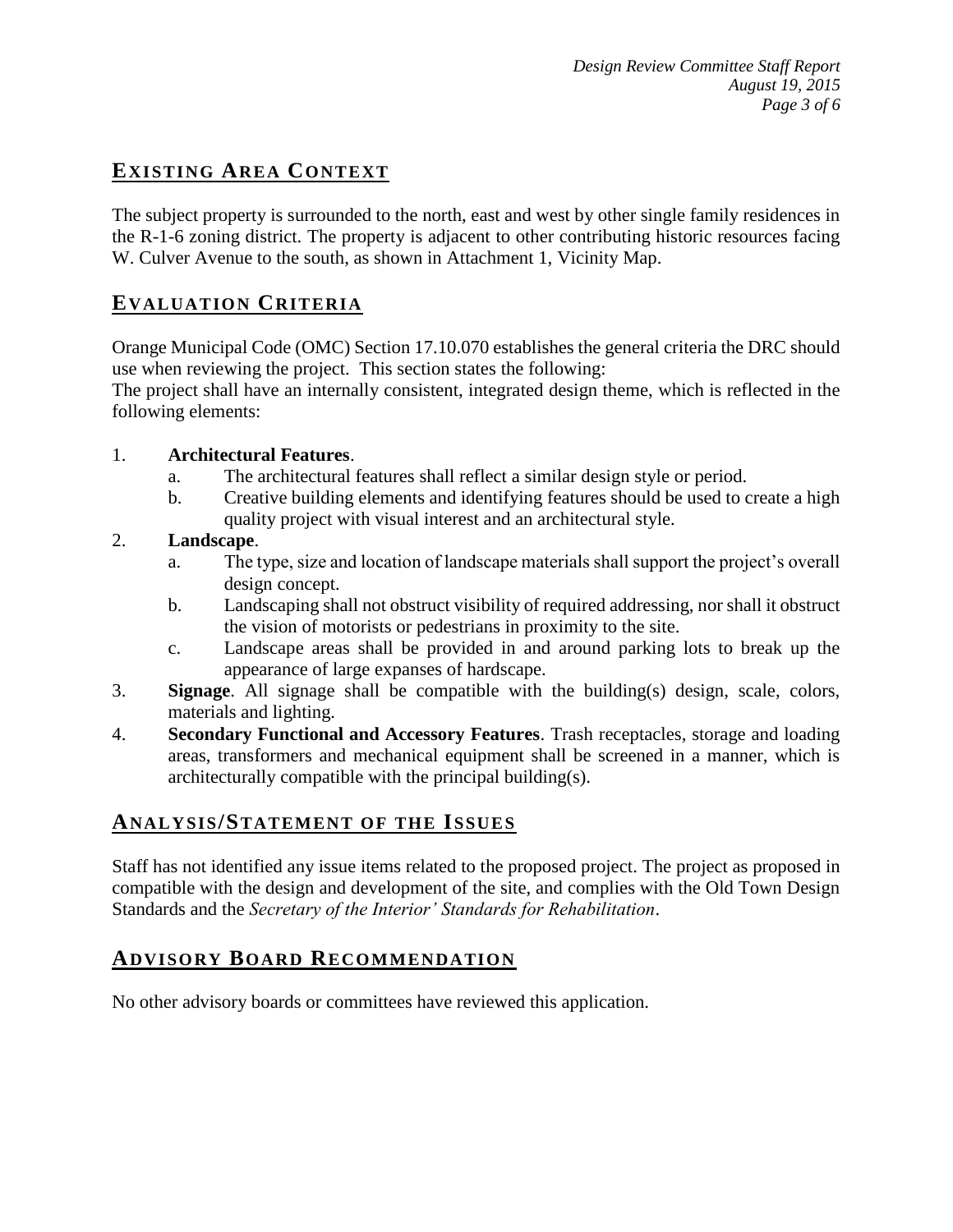## EXISTING AREA CONTEXT

The subject property is surrounded to the north, east and west by other single family residences in the R-1-6 zoning district. The property is adjacent to other contributing historic resources facing W. Culver Avenue to the south, as shown in Attachment 1, Vicinity Map.

## EVALUATION CRITERIA

Orange Municipal Code (OMC) Section 17.10.070 establishes the general criteria the DRC should use when reviewing the project. This section states the following:
The project shall have an internally consistent, integrated design theme, which is reflected in the following elements:

1. **Architectural Features**.
   a. The architectural features shall reflect a similar design style or period.
   b. Creative building elements and identifying features should be used to create a high quality project with visual interest and an architectural style.
2. **Landscape**.
   a. The type, size and location of landscape materials shall support the project's overall design concept.
   b. Landscaping shall not obstruct visibility of required addressing, nor shall it obstruct the vision of motorists or pedestrians in proximity to the site.
   c. Landscape areas shall be provided in and around parking lots to break up the appearance of large expanses of hardscape.
3. **Signage**. All signage shall be compatible with the building(s) design, scale, colors, materials and lighting.
4. **Secondary Functional and Accessory Features**. Trash receptacles, storage and loading areas, transformers and mechanical equipment shall be screened in a manner, which is architecturally compatible with the principal building(s).

## ANALYSIS/STATEMENT OF THE ISSUES

Staff has not identified any issue items related to the proposed project. The project as proposed in compatible with the design and development of the site, and complies with the Old Town Design Standards and the *Secretary of the Interior' Standards for Rehabilitation*.

## ADVISORY BOARD RECOMMENDATION

No other advisory boards or committees have reviewed this application.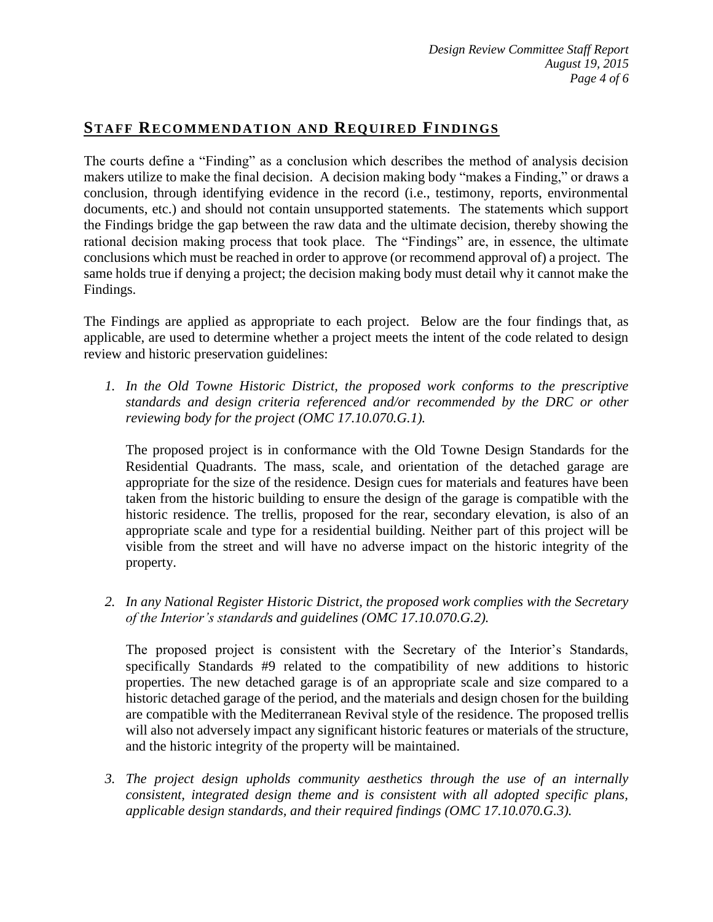## STAFF RECOMMENDATION AND REQUIRED FINDINGS

The courts define a "Finding" as a conclusion which describes the method of analysis decision makers utilize to make the final decision. A decision making body "makes a Finding," or draws a conclusion, through identifying evidence in the record (i.e., testimony, reports, environmental documents, etc.) and should not contain unsupported statements. The statements which support the Findings bridge the gap between the raw data and the ultimate decision, thereby showing the rational decision making process that took place. The "Findings" are, in essence, the ultimate conclusions which must be reached in order to approve (or recommend approval of) a project. The same holds true if denying a project; the decision making body must detail why it cannot make the Findings.

The Findings are applied as appropriate to each project. Below are the four findings that, as applicable, are used to determine whether a project meets the intent of the code related to design review and historic preservation guidelines:

1. *In the Old Towne Historic District, the proposed work conforms to the prescriptive standards and design criteria referenced and/or recommended by the DRC or other reviewing body for the project (OMC 17.10.070.G.1).*

   The proposed project is in conformance with the Old Towne Design Standards for the Residential Quadrants. The mass, scale, and orientation of the detached garage are appropriate for the size of the residence. Design cues for materials and features have been taken from the historic building to ensure the design of the garage is compatible with the historic residence. The trellis, proposed for the rear, secondary elevation, is also of an appropriate scale and type for a residential building. Neither part of this project will be visible from the street and will have no adverse impact on the historic integrity of the property.

2. *In any National Register Historic District, the proposed work complies with the Secretary of the Interior's standards and guidelines (OMC 17.10.070.G.2).*

   The proposed project is consistent with the Secretary of the Interior's Standards, specifically Standards #9 related to the compatibility of new additions to historic properties. The new detached garage is of an appropriate scale and size compared to a historic detached garage of the period, and the materials and design chosen for the building are compatible with the Mediterranean Revival style of the residence. The proposed trellis will also not adversely impact any significant historic features or materials of the structure, and the historic integrity of the property will be maintained.

3. *The project design upholds community aesthetics through the use of an internally consistent, integrated design theme and is consistent with all adopted specific plans, applicable design standards, and their required findings (OMC 17.10.070.G.3).*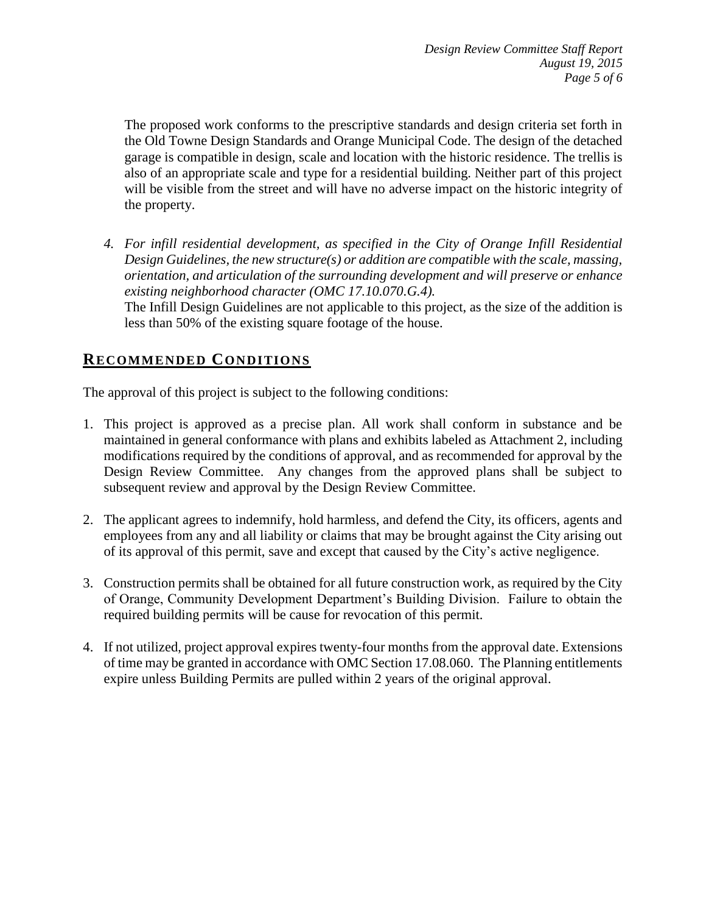The proposed work conforms to the prescriptive standards and design criteria set forth in the Old Towne Design Standards and Orange Municipal Code. The design of the detached garage is compatible in design, scale and location with the historic residence. The trellis is also of an appropriate scale and type for a residential building. Neither part of this project will be visible from the street and will have no adverse impact on the historic integrity of the property.

4. *For infill residential development, as specified in the City of Orange Infill Residential Design Guidelines, the new structure(s) or addition are compatible with the scale, massing, orientation, and articulation of the surrounding development and will preserve or enhance existing neighborhood character (OMC 17.10.070.G.4).*
   The Infill Design Guidelines are not applicable to this project, as the size of the addition is less than 50% of the existing square footage of the house.

## RECOMMENDED CONDITIONS

The approval of this project is subject to the following conditions:

1. This project is approved as a precise plan. All work shall conform in substance and be maintained in general conformance with plans and exhibits labeled as Attachment 2, including modifications required by the conditions of approval, and as recommended for approval by the Design Review Committee. Any changes from the approved plans shall be subject to subsequent review and approval by the Design Review Committee.

2. The applicant agrees to indemnify, hold harmless, and defend the City, its officers, agents and employees from any and all liability or claims that may be brought against the City arising out of its approval of this permit, save and except that caused by the City's active negligence.

3. Construction permits shall be obtained for all future construction work, as required by the City of Orange, Community Development Department's Building Division. Failure to obtain the required building permits will be cause for revocation of this permit.

4. If not utilized, project approval expires twenty-four months from the approval date. Extensions of time may be granted in accordance with OMC Section 17.08.060. The Planning entitlements expire unless Building Permits are pulled within 2 years of the original approval.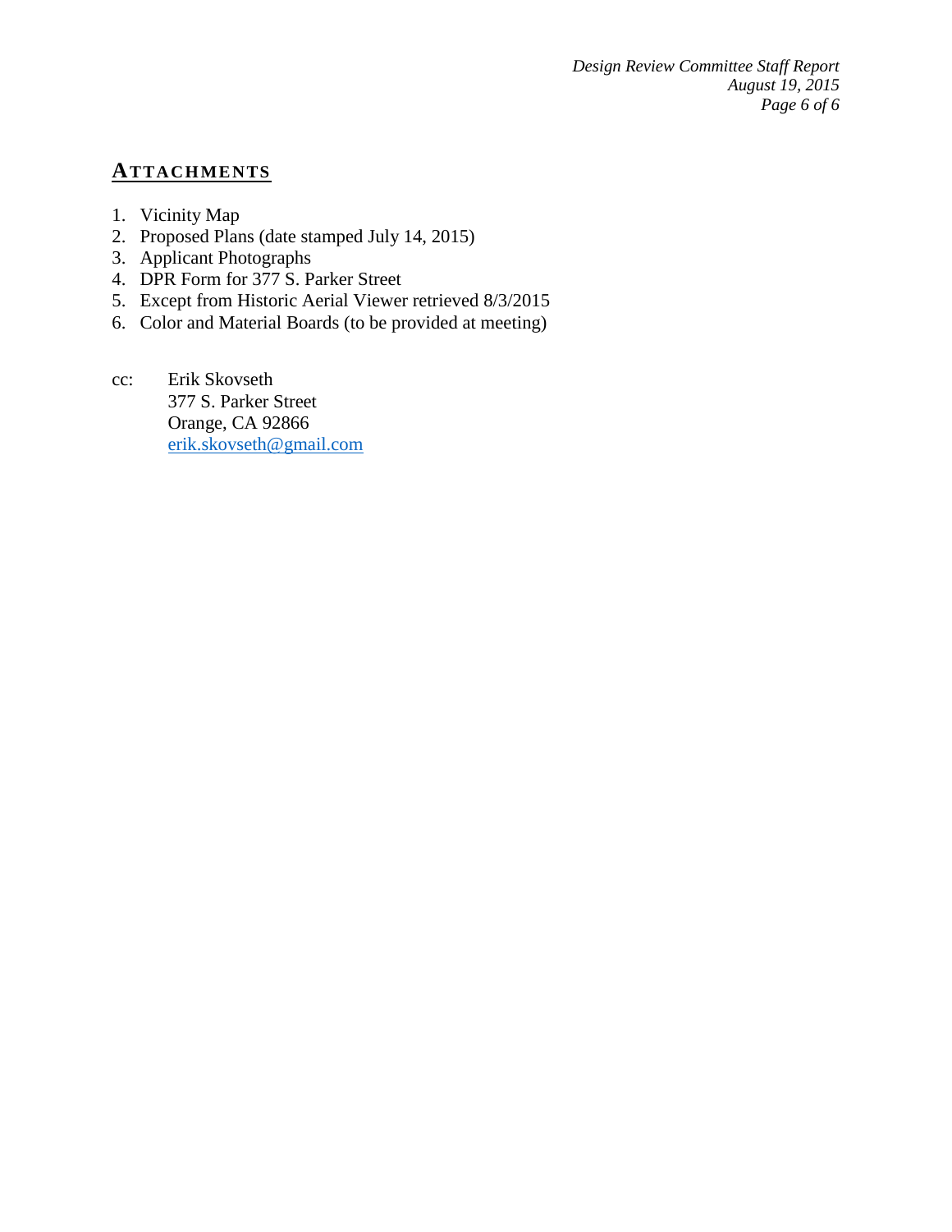## ATTACHMENTS

1. Vicinity Map
2. Proposed Plans (date stamped July 14, 2015)
3. Applicant Photographs
4. DPR Form for 377 S. Parker Street
5. Except from Historic Aerial Viewer retrieved 8/3/2015
6. Color and Material Boards (to be provided at meeting)

cc: Erik Skovseth
377 S. Parker Street
Orange, CA 92866
erik.skovseth@gmail.com